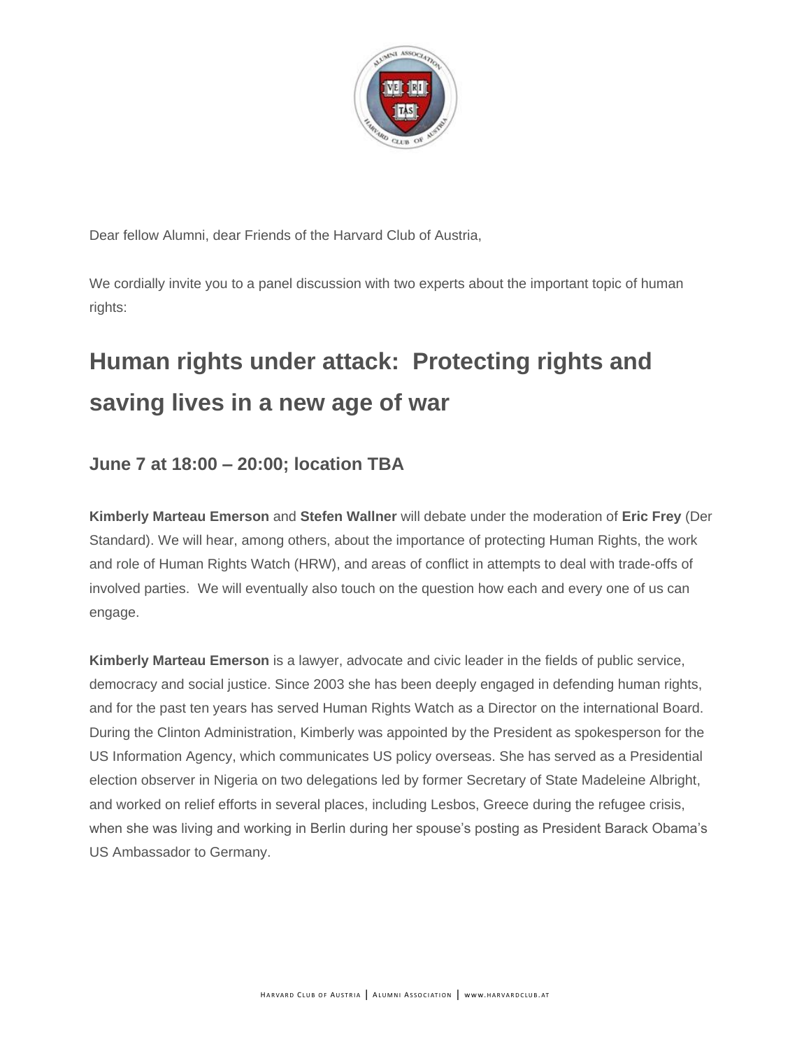Dear fellow Alumni, dear Friends of the Harvard Club of Austria,

We cordially invite you to a panel discussion with two experts about the important topic of human rights:

# Human rights under attack: Protecting rights and saving lives in a new age of war

## June 7 at 18:00 – 20:00; location TBA

**Kimberly Marteau Emerson** and **Stefen Wallner** will debate under the moderation of **Eric Frey** (Der Standard). We will hear, among others, about the importance of protecting Human Rights, the work and role of Human Rights Watch (HRW), and areas of conflict in attempts to deal with trade-offs of involved parties. We will eventually also touch on the question how each and every one of us can engage.

**Kimberly Marteau Emerson** is a lawyer, advocate and civic leader in the fields of public service, democracy and social justice. Since 2003 she has been deeply engaged in defending human rights, and for the past ten years has served Human Rights Watch as a Director on the international Board. During the Clinton Administration, Kimberly was appointed by the President as spokesperson for the US Information Agency, which communicates US policy overseas. She has served as a Presidential election observer in Nigeria on two delegations led by former Secretary of State Madeleine Albright, and worked on relief efforts in several places, including Lesbos, Greece during the refugee crisis, when she was living and working in Berlin during her spouse's posting as President Barack Obama's US Ambassador to Germany.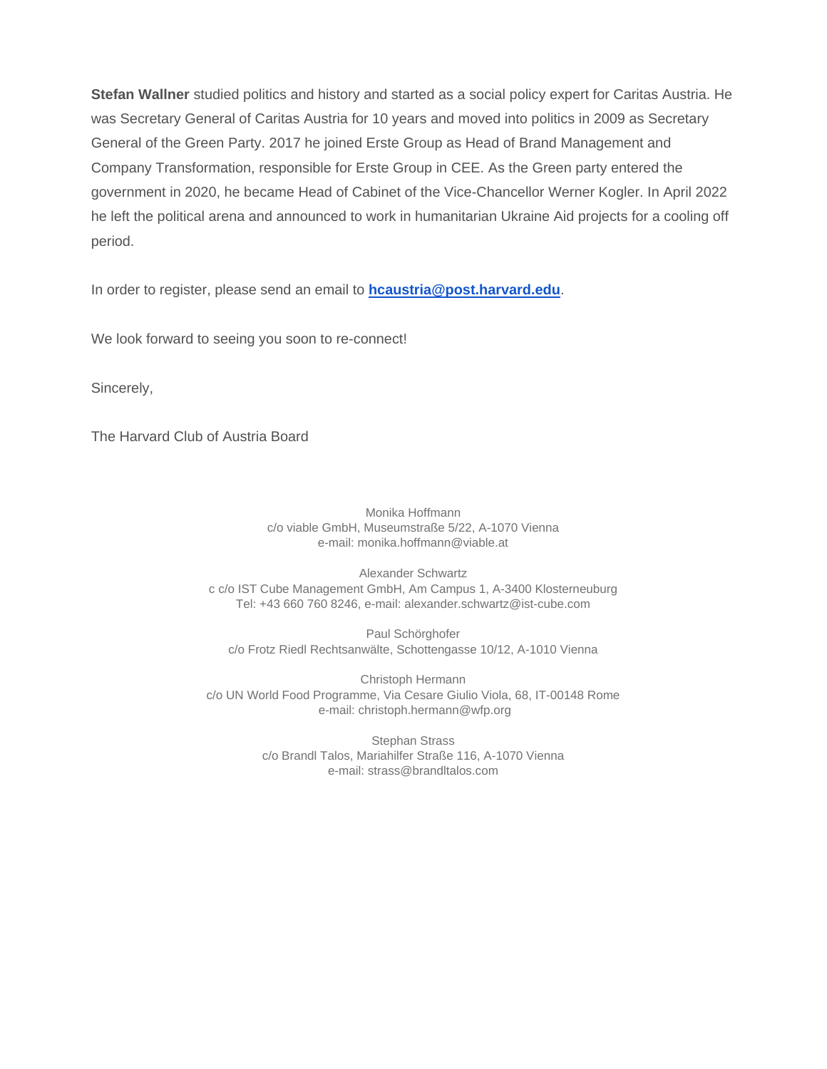**Stefan Wallner** studied politics and history and started as a social policy expert for Caritas Austria. He was Secretary General of Caritas Austria for 10 years and moved into politics in 2009 as Secretary General of the Green Party. 2017 he joined Erste Group as Head of Brand Management and Company Transformation, responsible for Erste Group in CEE. As the Green party entered the government in 2020, he became Head of Cabinet of the Vice-Chancellor Werner Kogler. In April 2022 he left the political arena and announced to work in humanitarian Ukraine Aid projects for a cooling off period.

In order to register, please send an email to **hcaustria@post.harvard.edu**.

We look forward to seeing you soon to re-connect!

Sincerely,

The Harvard Club of Austria Board

Monika Hoffmann
c/o viable GmbH, Museumstraße 5/22, A-1070 Vienna
e-mail: monika.hoffmann@viable.at

Alexander Schwartz
c c/o IST Cube Management GmbH, Am Campus 1, A-3400 Klosterneuburg
Tel: +43 660 760 8246, e-mail: alexander.schwartz@ist-cube.com

Paul Schörghofer
c/o Frotz Riedl Rechtsanwälte, Schottengasse 10/12, A-1010 Vienna

Christoph Hermann
c/o UN World Food Programme, Via Cesare Giulio Viola, 68, IT-00148 Rome
e-mail: christoph.hermann@wfp.org

Stephan Strass
c/o Brandl Talos, Mariahilfer Straße 116, A-1070 Vienna
e-mail: strass@brandltalos.com